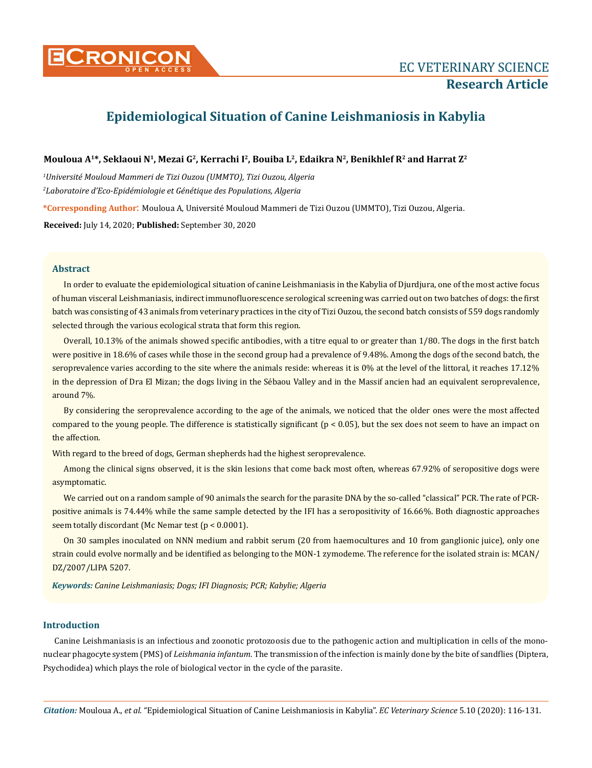# Epidemiological Situation of Canine Leishmaniosis in Kabylia

**Mouloua A[1]*, Seklaoui N[1], Mezai G[2], Kerrachi I[2], Bouiba L[2], Edaikra N[2], Benikhlef R[2] and Harrat Z[2]**

[1]*Université Mouloud Mammeri de Tizi Ouzou (UMMTO), Tizi Ouzou, Algeria*

[2]*Laboratoire d'Eco-Epidémiologie et Génétique des Populations, Algeria*

**\*Corresponding Author:** Mouloua A, Université Mouloud Mammeri de Tizi Ouzou (UMMTO), Tizi Ouzou, Algeria.

**Received:** July 14, 2020; **Published:** September 30, 2020

## Abstract

In order to evaluate the epidemiological situation of canine Leishmaniasis in the Kabylia of Djurdjura, one of the most active focus of human visceral Leishmaniasis, indirect immunofluorescence serological screening was carried out on two batches of dogs: the first batch was consisting of 43 animals from veterinary practices in the city of Tizi Ouzou, the second batch consists of 559 dogs randomly selected through the various ecological strata that form this region.

Overall, 10.13% of the animals showed specific antibodies, with a titre equal to or greater than 1/80. The dogs in the first batch were positive in 18.6% of cases while those in the second group had a prevalence of 9.48%. Among the dogs of the second batch, the seroprevalence varies according to the site where the animals reside: whereas it is 0% at the level of the littoral, it reaches 17.12% in the depression of Dra El Mizan; the dogs living in the Sébaou Valley and in the Massif ancien had an equivalent seroprevalence, around 7%.

By considering the seroprevalence according to the age of the animals, we noticed that the older ones were the most affected compared to the young people. The difference is statistically significant ($p < 0.05$), but the sex does not seem to have an impact on the affection.

With regard to the breed of dogs, German shepherds had the highest seroprevalence.

Among the clinical signs observed, it is the skin lesions that come back most often, whereas 67.92% of seropositive dogs were asymptomatic.

We carried out on a random sample of 90 animals the search for the parasite DNA by the so-called "classical" PCR. The rate of PCR-positive animals is 74.44% while the same sample detected by the IFI has a seropositivity of 16.66%. Both diagnostic approaches seem totally discordant (Mc Nemar test ($p < 0.0001$).

On 30 samples inoculated on NNN medium and rabbit serum (20 from haemocultures and 10 from ganglionic juice), only one strain could evolve normally and be identified as belonging to the MON-1 zymodeme. The reference for the isolated strain is: MCAN/DZ/2007/LIPA 5207.

***Keywords:*** *Canine Leishmaniasis; Dogs; IFI Diagnosis; PCR; Kabylie; Algeria*

## Introduction

Canine Leishmaniasis is an infectious and zoonotic protozoosis due to the pathogenic action and multiplication in cells of the mononuclear phagocyte system (PMS) of *Leishmania infantum*. The transmission of the infection is mainly done by the bite of sandflies (Diptera, Psychodidea) which plays the role of biological vector in the cycle of the parasite.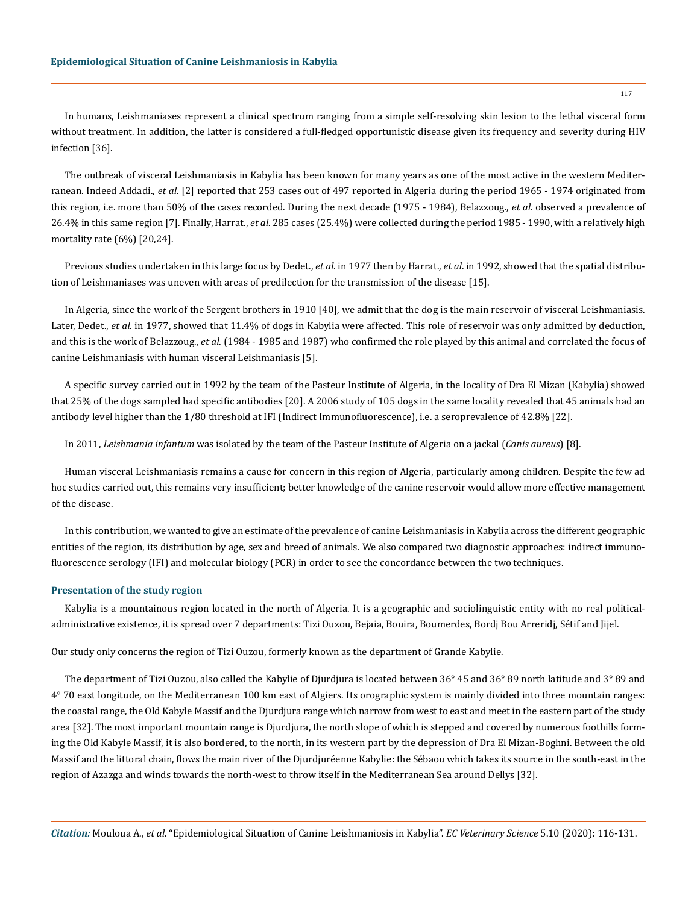In humans, Leishmaniases represent a clinical spectrum ranging from a simple self-resolving skin lesion to the lethal visceral form without treatment. In addition, the latter is considered a full-fledged opportunistic disease given its frequency and severity during HIV infection [36].

The outbreak of visceral Leishmaniasis in Kabylia has been known for many years as one of the most active in the western Mediterranean. Indeed Addadi., *et al.* [2] reported that 253 cases out of 497 reported in Algeria during the period 1965 - 1974 originated from this region, i.e. more than 50% of the cases recorded. During the next decade (1975 - 1984), Belazzoug., *et al.* observed a prevalence of 26.4% in this same region [7]. Finally, Harrat., *et al*. 285 cases (25.4%) were collected during the period 1985 - 1990, with a relatively high mortality rate (6%) [20,24].

Previous studies undertaken in this large focus by Dedet., *et al*. in 1977 then by Harrat., *et al*. in 1992, showed that the spatial distribution of Leishmaniases was uneven with areas of predilection for the transmission of the disease [15].

In Algeria, since the work of the Sergent brothers in 1910 [40], we admit that the dog is the main reservoir of visceral Leishmaniasis. Later, Dedet., *et al.* in 1977, showed that 11.4% of dogs in Kabylia were affected. This role of reservoir was only admitted by deduction, and this is the work of Belazzoug., *et al.* (1984 - 1985 and 1987) who confirmed the role played by this animal and correlated the focus of canine Leishmaniasis with human visceral Leishmaniasis [5].

A specific survey carried out in 1992 by the team of the Pasteur Institute of Algeria, in the locality of Dra El Mizan (Kabylia) showed that 25% of the dogs sampled had specific antibodies [20]. A 2006 study of 105 dogs in the same locality revealed that 45 animals had an antibody level higher than the 1/80 threshold at IFI (Indirect Immunofluorescence), i.e. a seroprevalence of 42.8% [22].

In 2011, *Leishmania infantum* was isolated by the team of the Pasteur Institute of Algeria on a jackal (*Canis aureus*) [8].

Human visceral Leishmaniasis remains a cause for concern in this region of Algeria, particularly among children. Despite the few ad hoc studies carried out, this remains very insufficient; better knowledge of the canine reservoir would allow more effective management of the disease.

In this contribution, we wanted to give an estimate of the prevalence of canine Leishmaniasis in Kabylia across the different geographic entities of the region, its distribution by age, sex and breed of animals. We also compared two diagnostic approaches: indirect immunofluorescence serology (IFI) and molecular biology (PCR) in order to see the concordance between the two techniques.

### Presentation of the study region

Kabylia is a mountainous region located in the north of Algeria. It is a geographic and sociolinguistic entity with no real political-administrative existence, it is spread over 7 departments: Tizi Ouzou, Bejaia, Bouira, Boumerdes, Bordj Bou Arreridj, Sétif and Jijel.

Our study only concerns the region of Tizi Ouzou, formerly known as the department of Grande Kabylie.

The department of Tizi Ouzou, also called the Kabylie of Djurdjura is located between 36° 45 and 36° 89 north latitude and 3° 89 and 4° 70 east longitude, on the Mediterranean 100 km east of Algiers. Its orographic system is mainly divided into three mountain ranges: the coastal range, the Old Kabyle Massif and the Djurdjura range which narrow from west to east and meet in the eastern part of the study area [32]. The most important mountain range is Djurdjura, the north slope of which is stepped and covered by numerous foothills forming the Old Kabyle Massif, it is also bordered, to the north, in its western part by the depression of Dra El Mizan-Boghni. Between the old Massif and the littoral chain, flows the main river of the Djurdjuréenne Kabylie: the Sébaou which takes its source in the south-east in the region of Azazga and winds towards the north-west to throw itself in the Mediterranean Sea around Dellys [32].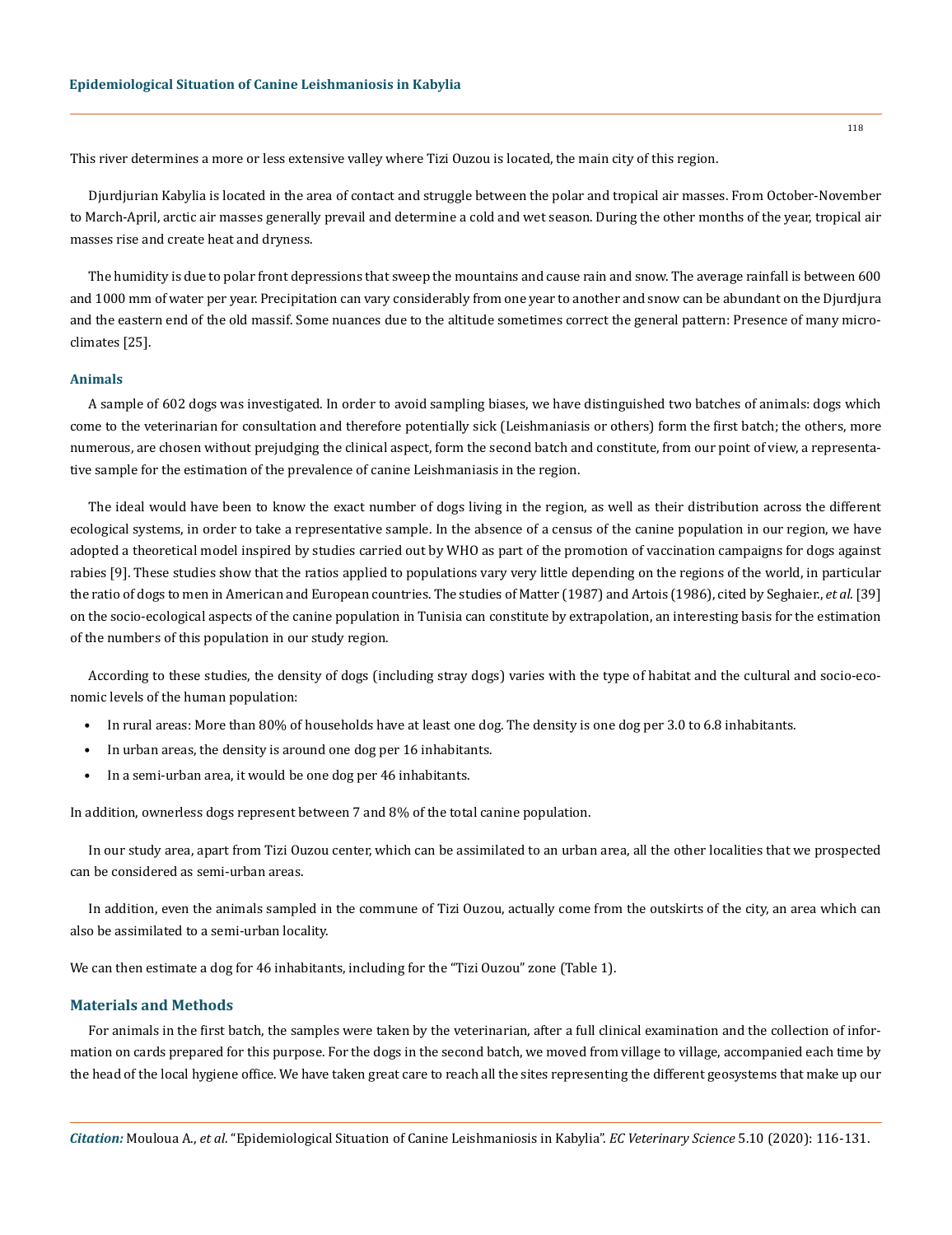This river determines a more or less extensive valley where Tizi Ouzou is located, the main city of this region.

Djurdjurian Kabylia is located in the area of contact and struggle between the polar and tropical air masses. From October-November to March-April, arctic air masses generally prevail and determine a cold and wet season. During the other months of the year, tropical air masses rise and create heat and dryness.

The humidity is due to polar front depressions that sweep the mountains and cause rain and snow. The average rainfall is between 600 and 1000 mm of water per year. Precipitation can vary considerably from one year to another and snow can be abundant on the Djurdjura and the eastern end of the old massif. Some nuances due to the altitude sometimes correct the general pattern: Presence of many microclimates [25].

### Animals

A sample of 602 dogs was investigated. In order to avoid sampling biases, we have distinguished two batches of animals: dogs which come to the veterinarian for consultation and therefore potentially sick (Leishmaniasis or others) form the first batch; the others, more numerous, are chosen without prejudging the clinical aspect, form the second batch and constitute, from our point of view, a representative sample for the estimation of the prevalence of canine Leishmaniasis in the region.

The ideal would have been to know the exact number of dogs living in the region, as well as their distribution across the different ecological systems, in order to take a representative sample. In the absence of a census of the canine population in our region, we have adopted a theoretical model inspired by studies carried out by WHO as part of the promotion of vaccination campaigns for dogs against rabies [9]. These studies show that the ratios applied to populations vary very little depending on the regions of the world, in particular the ratio of dogs to men in American and European countries. The studies of Matter (1987) and Artois (1986), cited by Seghaier., *et al.* [39] on the socio-ecological aspects of the canine population in Tunisia can constitute by extrapolation, an interesting basis for the estimation of the numbers of this population in our study region.

According to these studies, the density of dogs (including stray dogs) varies with the type of habitat and the cultural and socio-economic levels of the human population:

- In rural areas: More than 80% of households have at least one dog. The density is one dog per 3.0 to 6.8 inhabitants.
- In urban areas, the density is around one dog per 16 inhabitants.
- In a semi-urban area, it would be one dog per 46 inhabitants.

In addition, ownerless dogs represent between 7 and 8% of the total canine population.

In our study area, apart from Tizi Ouzou center, which can be assimilated to an urban area, all the other localities that we prospected can be considered as semi-urban areas.

In addition, even the animals sampled in the commune of Tizi Ouzou, actually come from the outskirts of the city, an area which can also be assimilated to a semi-urban locality.

We can then estimate a dog for 46 inhabitants, including for the "Tizi Ouzou" zone (Table 1).

## Materials and Methods

For animals in the first batch, the samples were taken by the veterinarian, after a full clinical examination and the collection of information on cards prepared for this purpose. For the dogs in the second batch, we moved from village to village, accompanied each time by the head of the local hygiene office. We have taken great care to reach all the sites representing the different geosystems that make up our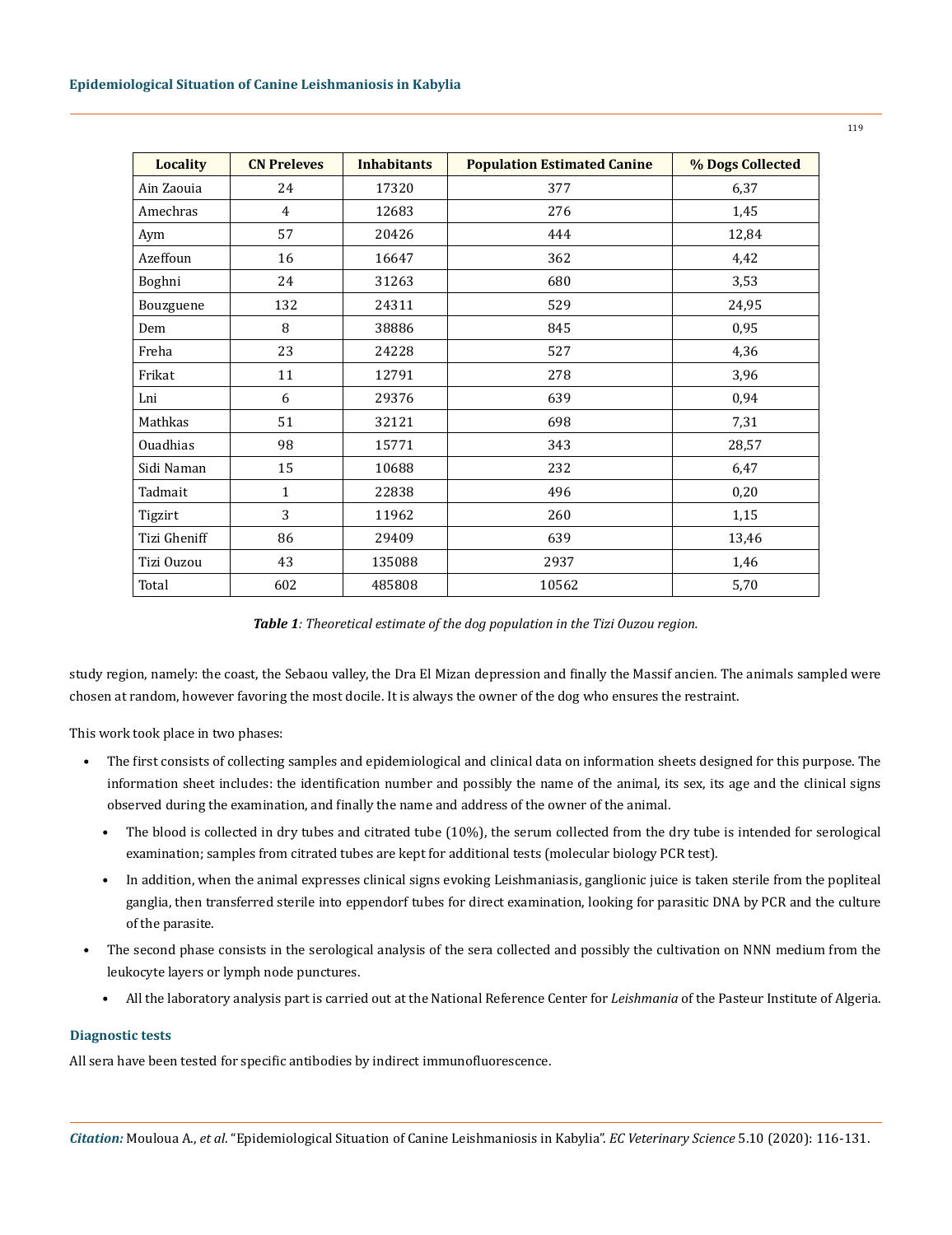| Locality | CN Preleves | Inhabitants | Population Estimated Canine | % Dogs Collected |
|---|---|---|---|---|
| Ain Zaouia | 24 | 17320 | 377 | 6,37 |
| Amechras | 4 | 12683 | 276 | 1,45 |
| Aym | 57 | 20426 | 444 | 12,84 |
| Azeffoun | 16 | 16647 | 362 | 4,42 |
| Boghni | 24 | 31263 | 680 | 3,53 |
| Bouzguene | 132 | 24311 | 529 | 24,95 |
| Dem | 8 | 38886 | 845 | 0,95 |
| Freha | 23 | 24228 | 527 | 4,36 |
| Frikat | 11 | 12791 | 278 | 3,96 |
| Lni | 6 | 29376 | 639 | 0,94 |
| Mathkas | 51 | 32121 | 698 | 7,31 |
| Ouadhias | 98 | 15771 | 343 | 28,57 |
| Sidi Naman | 15 | 10688 | 232 | 6,47 |
| Tadmait | 1 | 22838 | 496 | 0,20 |
| Tigzirt | 3 | 11962 | 260 | 1,15 |
| Tizi Gheniff | 86 | 29409 | 639 | 13,46 |
| Tizi Ouzou | 43 | 135088 | 2937 | 1,46 |
| Total | 602 | 485808 | 10562 | 5,70 |

***Table 1**: Theoretical estimate of the dog population in the Tizi Ouzou region.*

study region, namely: the coast, the Sebaou valley, the Dra El Mizan depression and finally the Massif ancien. The animals sampled were chosen at random, however favoring the most docile. It is always the owner of the dog who ensures the restraint.

This work took place in two phases:

- The first consists of collecting samples and epidemiological and clinical data on information sheets designed for this purpose. The information sheet includes: the identification number and possibly the name of the animal, its sex, its age and the clinical signs observed during the examination, and finally the name and address of the owner of the animal.
  - The blood is collected in dry tubes and citrated tube (10%), the serum collected from the dry tube is intended for serological examination; samples from citrated tubes are kept for additional tests (molecular biology PCR test).
  - In addition, when the animal expresses clinical signs evoking Leishmaniasis, ganglionic juice is taken sterile from the popliteal ganglia, then transferred sterile into eppendorf tubes for direct examination, looking for parasitic DNA by PCR and the culture of the parasite.
- The second phase consists in the serological analysis of the sera collected and possibly the cultivation on NNN medium from the leukocyte layers or lymph node punctures.
  - All the laboratory analysis part is carried out at the National Reference Center for *Leishmania* of the Pasteur Institute of Algeria.

### Diagnostic tests

All sera have been tested for specific antibodies by indirect immunofluorescence.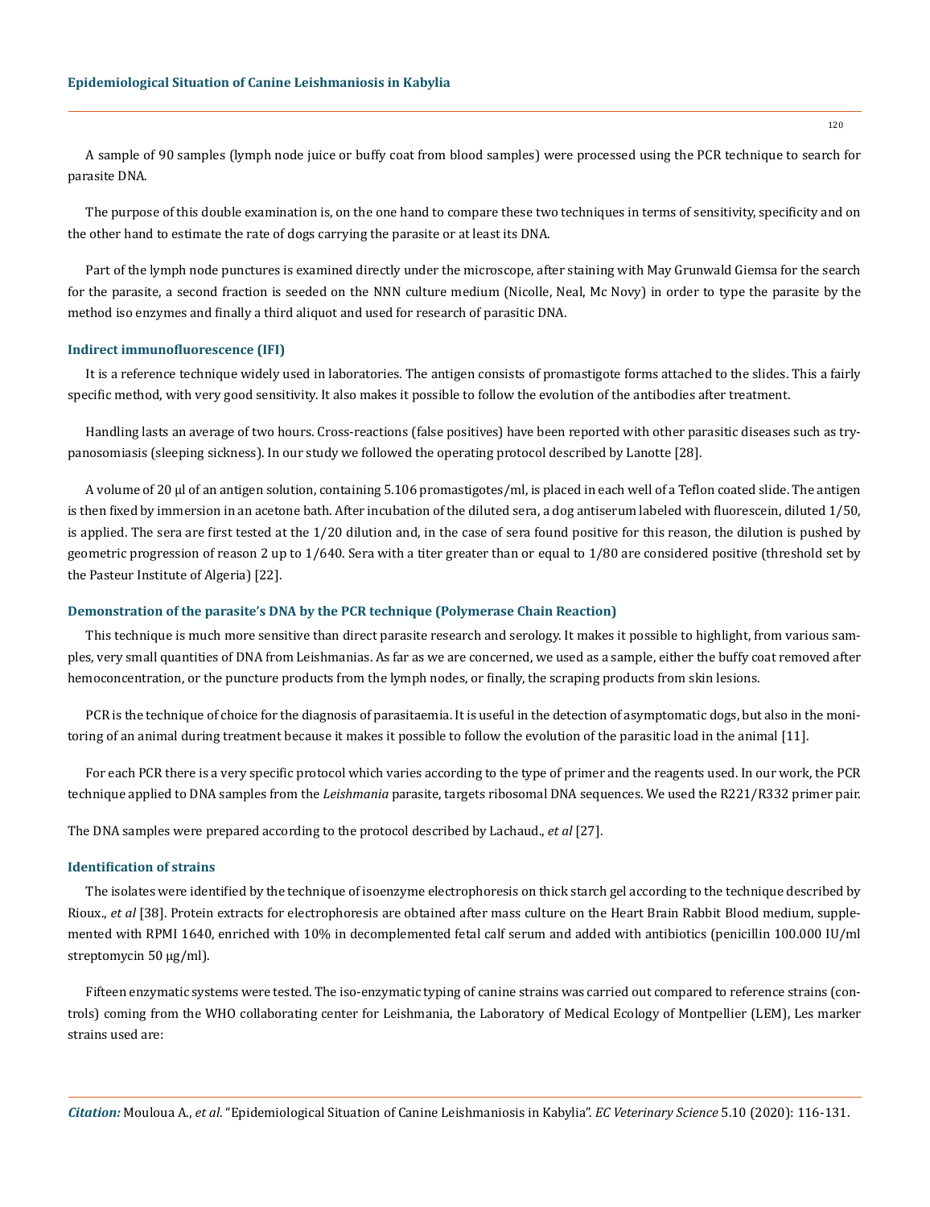A sample of 90 samples (lymph node juice or buffy coat from blood samples) were processed using the PCR technique to search for parasite DNA.

The purpose of this double examination is, on the one hand to compare these two techniques in terms of sensitivity, specificity and on the other hand to estimate the rate of dogs carrying the parasite or at least its DNA.

Part of the lymph node punctures is examined directly under the microscope, after staining with May Grunwald Giemsa for the search for the parasite, a second fraction is seeded on the NNN culture medium (Nicolle, Neal, Mc Novy) in order to type the parasite by the method iso enzymes and finally a third aliquot and used for research of parasitic DNA.

### Indirect immunofluorescence (IFI)

It is a reference technique widely used in laboratories. The antigen consists of promastigote forms attached to the slides. This a fairly specific method, with very good sensitivity. It also makes it possible to follow the evolution of the antibodies after treatment.

Handling lasts an average of two hours. Cross-reactions (false positives) have been reported with other parasitic diseases such as trypanosomiasis (sleeping sickness). In our study we followed the operating protocol described by Lanotte [28].

A volume of 20 μl of an antigen solution, containing 5.106 promastigotes/ml, is placed in each well of a Teflon coated slide. The antigen is then fixed by immersion in an acetone bath. After incubation of the diluted sera, a dog antiserum labeled with fluorescein, diluted 1/50, is applied. The sera are first tested at the 1/20 dilution and, in the case of sera found positive for this reason, the dilution is pushed by geometric progression of reason 2 up to 1/640. Sera with a titer greater than or equal to 1/80 are considered positive (threshold set by the Pasteur Institute of Algeria) [22].

### Demonstration of the parasite's DNA by the PCR technique (Polymerase Chain Reaction)

This technique is much more sensitive than direct parasite research and serology. It makes it possible to highlight, from various samples, very small quantities of DNA from Leishmanias. As far as we are concerned, we used as a sample, either the buffy coat removed after hemoconcentration, or the puncture products from the lymph nodes, or finally, the scraping products from skin lesions.

PCR is the technique of choice for the diagnosis of parasitaemia. It is useful in the detection of asymptomatic dogs, but also in the monitoring of an animal during treatment because it makes it possible to follow the evolution of the parasitic load in the animal [11].

For each PCR there is a very specific protocol which varies according to the type of primer and the reagents used. In our work, the PCR technique applied to DNA samples from the *Leishmania* parasite, targets ribosomal DNA sequences. We used the R221/R332 primer pair.

The DNA samples were prepared according to the protocol described by Lachaud., *et al* [27].

### Identification of strains

The isolates were identified by the technique of isoenzyme electrophoresis on thick starch gel according to the technique described by Rioux., *et al* [38]. Protein extracts for electrophoresis are obtained after mass culture on the Heart Brain Rabbit Blood medium, supplemented with RPMI 1640, enriched with 10% in decomplemented fetal calf serum and added with antibiotics (penicillin 100.000 IU/ml streptomycin 50 μg/ml).

Fifteen enzymatic systems were tested. The iso-enzymatic typing of canine strains was carried out compared to reference strains (controls) coming from the WHO collaborating center for Leishmania, the Laboratory of Medical Ecology of Montpellier (LEM), Les marker strains used are: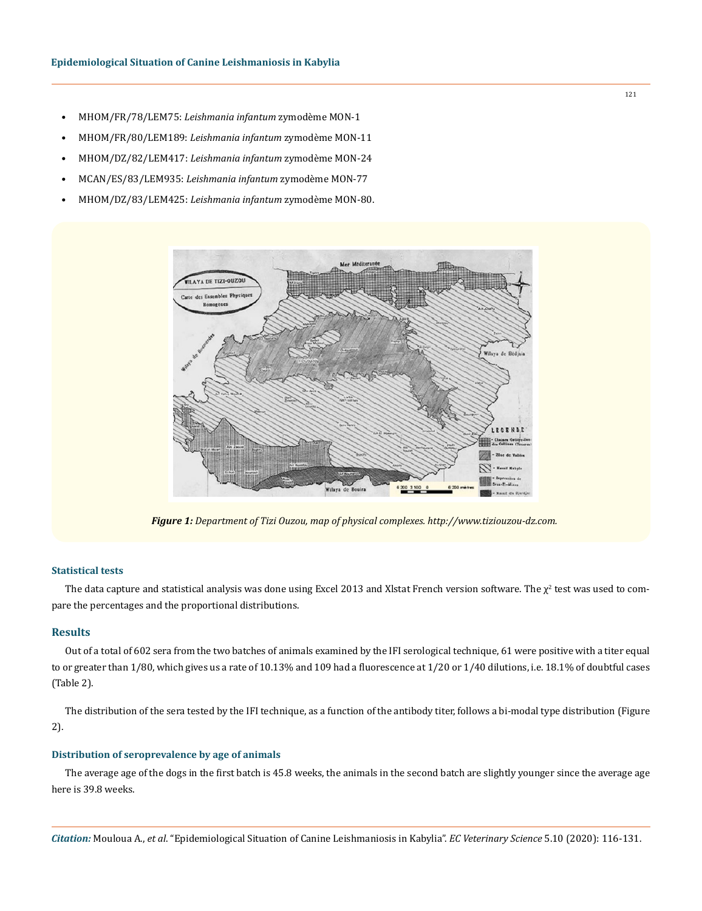- MHOM/FR/78/LEM75: *Leishmania infantum* zymodème MON-1
- MHOM/FR/80/LEM189: *Leishmania infantum* zymodème MON-11
- MHOM/DZ/82/LEM417: *Leishmania infantum* zymodème MON-24
- MCAN/ES/83/LEM935: *Leishmania infantum* zymodème MON-77
- MHOM/DZ/83/LEM425: *Leishmania infantum* zymodème MON-80.

***Figure 1:*** *Department of Tizi Ouzou, map of physical complexes. http://www.tiziouzou-dz.com.*

### Statistical tests

The data capture and statistical analysis was done using Excel 2013 and Xlstat French version software. The $\chi^2$ test was used to compare the percentages and the proportional distributions.

## Results

Out of a total of 602 sera from the two batches of animals examined by the IFI serological technique, 61 were positive with a titer equal to or greater than 1/80, which gives us a rate of 10.13% and 109 had a fluorescence at 1/20 or 1/40 dilutions, i.e. 18.1% of doubtful cases (Table 2).

The distribution of the sera tested by the IFI technique, as a function of the antibody titer, follows a bi-modal type distribution (Figure 2).

### Distribution of seroprevalence by age of animals

The average age of the dogs in the first batch is 45.8 weeks, the animals in the second batch are slightly younger since the average age here is 39.8 weeks.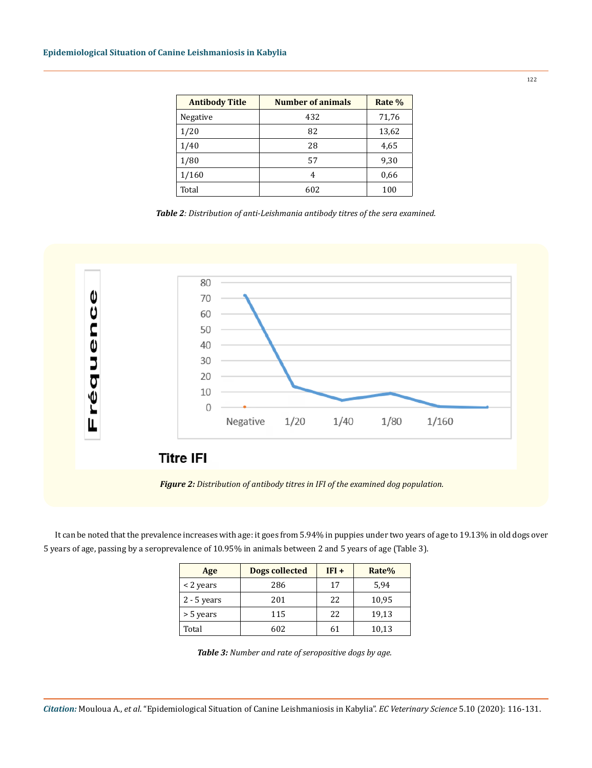| Antibody Title | Number of animals | Rate % |
|---|---|---|
| Negative | 432 | 71,76 |
| 1/20 | 82 | 13,62 |
| 1/40 | 28 | 4,65 |
| 1/80 | 57 | 9,30 |
| 1/160 | 4 | 0,66 |
| Total | 602 | 100 |

***Table 2**: Distribution of anti-Leishmania antibody titres of the sera examined.*

Fréquence

80
70
60
50
40
30
20
10
0

Negative 1/20 1/40 1/80 1/160

Titre IFI

***Figure 2:** Distribution of antibody titres in IFI of the examined dog population.*

It can be noted that the prevalence increases with age: it goes from 5.94% in puppies under two years of age to 19.13% in old dogs over 5 years of age, passing by a seroprevalence of 10.95% in animals between 2 and 5 years of age (Table 3).

| Age | Dogs collected | IFI + | Rate% |
|---|---|---|---|
| < 2 years | 286 | 17 | 5,94 |
| 2 - 5 years | 201 | 22 | 10,95 |
| > 5 years | 115 | 22 | 19,13 |
| Total | 602 | 61 | 10,13 |

***Table 3:** Number and rate of seropositive dogs by age.*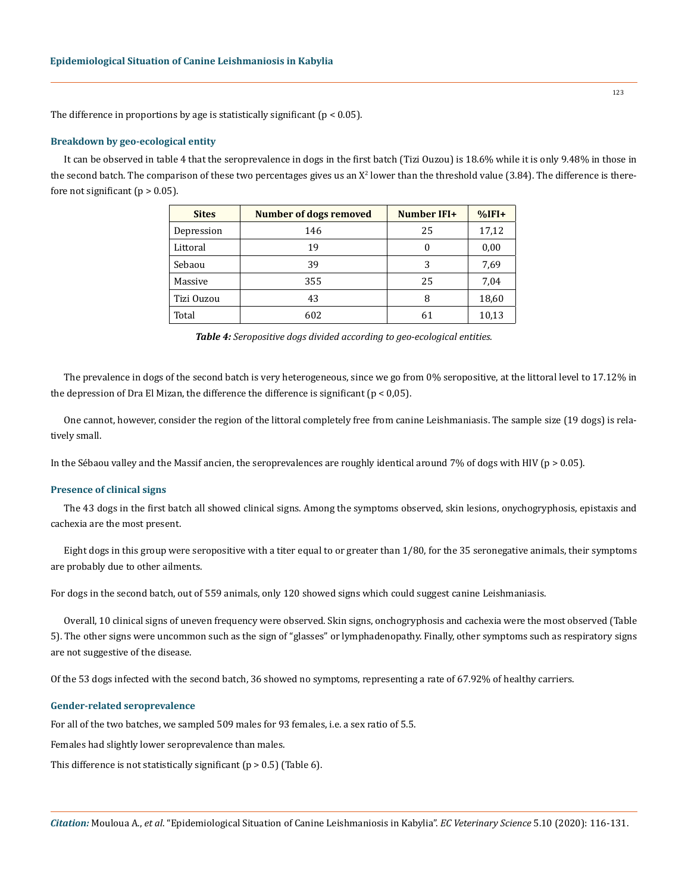The difference in proportions by age is statistically significant ($p < 0.05$).

### Breakdown by geo-ecological entity

It can be observed in table 4 that the seroprevalence in dogs in the first batch (Tizi Ouzou) is 18.6% while it is only 9.48% in those in the second batch. The comparison of these two percentages gives us an $X^2$ lower than the threshold value (3.84). The difference is therefore not significant ($p > 0.05$).

| Sites | Number of dogs removed | Number IFI+ | %IFI+ |
|---|---|---|---|
| Depression | 146 | 25 | 17,12 |
| Littoral | 19 | 0 | 0,00 |
| Sebaou | 39 | 3 | 7,69 |
| Massive | 355 | 25 | 7,04 |
| Tizi Ouzou | 43 | 8 | 18,60 |
| Total | 602 | 61 | 10,13 |

***Table 4:*** *Seropositive dogs divided according to geo-ecological entities.*

The prevalence in dogs of the second batch is very heterogeneous, since we go from 0% seropositive, at the littoral level to 17.12% in the depression of Dra El Mizan, the difference the difference is significant ($p < 0,05$).

One cannot, however, consider the region of the littoral completely free from canine Leishmaniasis. The sample size (19 dogs) is relatively small.

In the Sébaou valley and the Massif ancien, the seroprevalences are roughly identical around 7% of dogs with HIV ($p > 0.05$).

### Presence of clinical signs

The 43 dogs in the first batch all showed clinical signs. Among the symptoms observed, skin lesions, onychogryphosis, epistaxis and cachexia are the most present.

Eight dogs in this group were seropositive with a titer equal to or greater than 1/80, for the 35 seronegative animals, their symptoms are probably due to other ailments.

For dogs in the second batch, out of 559 animals, only 120 showed signs which could suggest canine Leishmaniasis.

Overall, 10 clinical signs of uneven frequency were observed. Skin signs, onchogryphosis and cachexia were the most observed (Table 5). The other signs were uncommon such as the sign of "glasses" or lymphadenopathy. Finally, other symptoms such as respiratory signs are not suggestive of the disease.

Of the 53 dogs infected with the second batch, 36 showed no symptoms, representing a rate of 67.92% of healthy carriers.

### Gender-related seroprevalence

For all of the two batches, we sampled 509 males for 93 females, i.e. a sex ratio of 5.5.

Females had slightly lower seroprevalence than males.

This difference is not statistically significant ($p > 0.5$) (Table 6).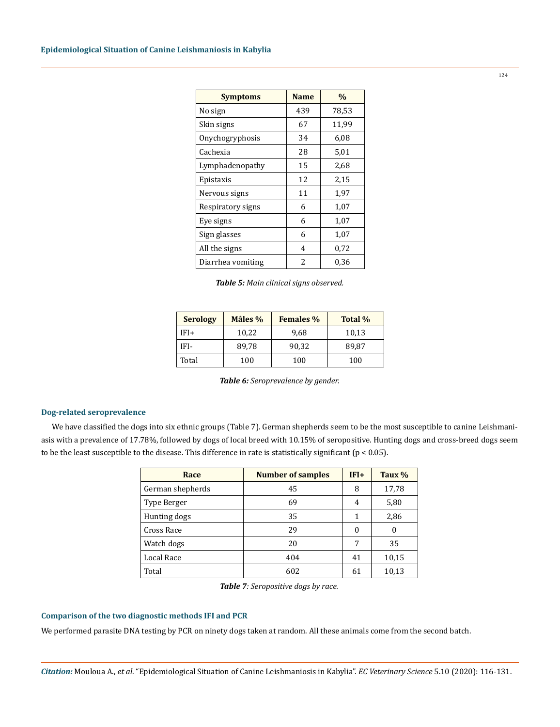| Symptoms | Name | % |
|---|---|---|
| No sign | 439 | 78,53 |
| Skin signs | 67 | 11,99 |
| Onychogryphosis | 34 | 6,08 |
| Cachexia | 28 | 5,01 |
| Lymphadenopathy | 15 | 2,68 |
| Epistaxis | 12 | 2,15 |
| Nervous signs | 11 | 1,97 |
| Respiratory signs | 6 | 1,07 |
| Eye signs | 6 | 1,07 |
| Sign glasses | 6 | 1,07 |
| All the signs | 4 | 0,72 |
| Diarrhea vomiting | 2 | 0,36 |

***Table 5:*** *Main clinical signs observed.*

| Serology | Mâles % | Females % | Total % |
|---|---|---|---|
| IFI+ | 10,22 | 9,68 | 10,13 |
| IFI- | 89,78 | 90,32 | 89,87 |
| Total | 100 | 100 | 100 |

***Table 6:*** *Seroprevalence by gender.*

### Dog-related seroprevalence

We have classified the dogs into six ethnic groups (Table 7). German shepherds seem to be the most susceptible to canine Leishmaniasis with a prevalence of 17.78%, followed by dogs of local breed with 10.15% of seropositive. Hunting dogs and cross-breed dogs seem to be the least susceptible to the disease. This difference in rate is statistically significant ($p < 0.05$).

| Race | Number of samples | IFI+ | Taux % |
|---|---|---|---|
| German shepherds | 45 | 8 | 17,78 |
| Type Berger | 69 | 4 | 5,80 |
| Hunting dogs | 35 | 1 | 2,86 |
| Cross Race | 29 | 0 | 0 |
| Watch dogs | 20 | 7 | 35 |
| Local Race | 404 | 41 | 10,15 |
| Total | 602 | 61 | 10,13 |

***Table 7****: Seropositive dogs by race.*

### Comparison of the two diagnostic methods IFI and PCR

We performed parasite DNA testing by PCR on ninety dogs taken at random. All these animals come from the second batch.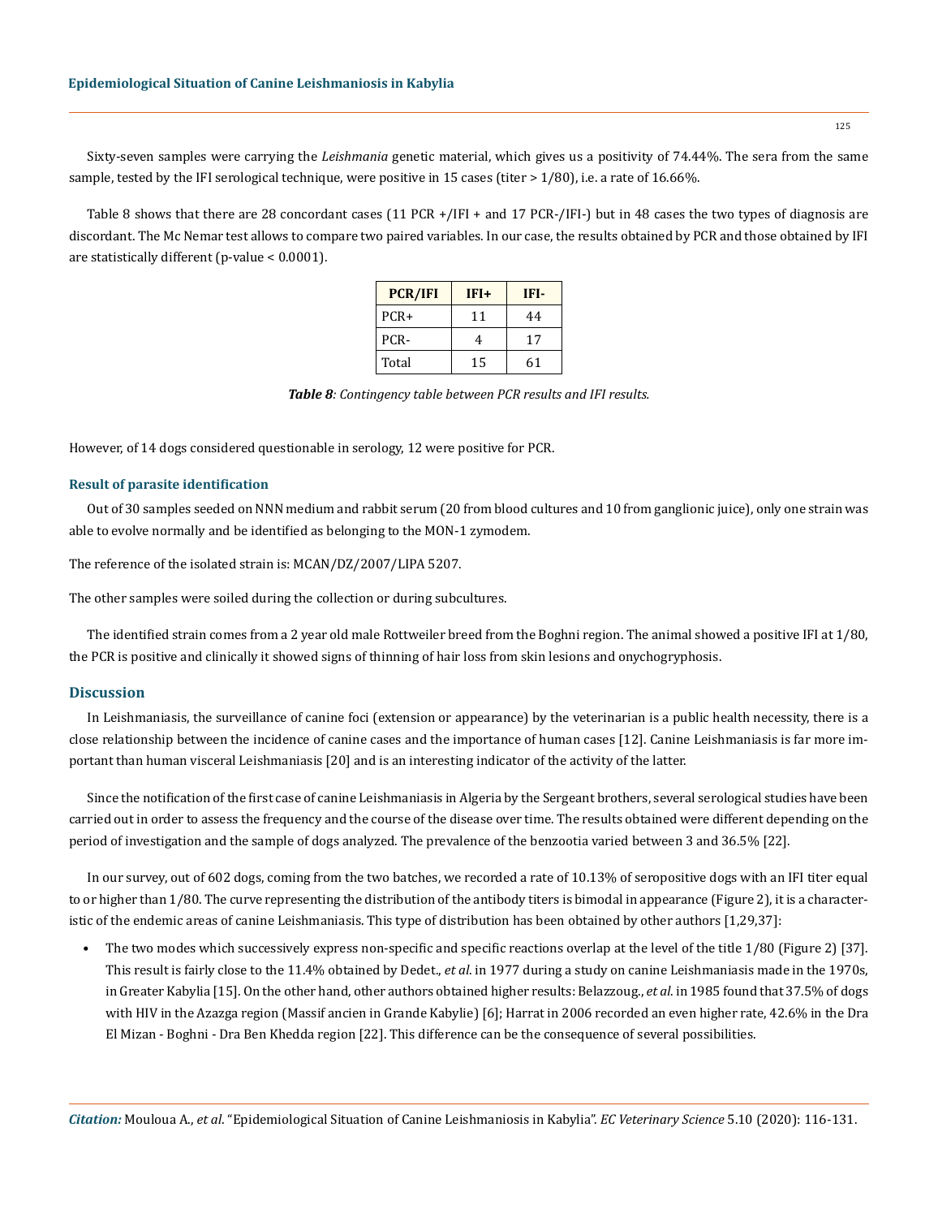Sixty-seven samples were carrying the *Leishmania* genetic material, which gives us a positivity of 74.44%. The sera from the same sample, tested by the IFI serological technique, were positive in 15 cases (titer > 1/80), i.e. a rate of 16.66%.

Table 8 shows that there are 28 concordant cases (11 PCR +/IFI + and 17 PCR-/IFI-) but in 48 cases the two types of diagnosis are discordant. The Mc Nemar test allows to compare two paired variables. In our case, the results obtained by PCR and those obtained by IFI are statistically different (p-value < 0.0001).

| PCR/IFI | IFI+ | IFI- |
|---|---|---|
| PCR+ | 11 | 44 |
| PCR- | 4 | 17 |
| Total | 15 | 61 |

***Table 8**: Contingency table between PCR results and IFI results.*

However, of 14 dogs considered questionable in serology, 12 were positive for PCR.

### Result of parasite identification

Out of 30 samples seeded on NNN medium and rabbit serum (20 from blood cultures and 10 from ganglionic juice), only one strain was able to evolve normally and be identified as belonging to the MON-1 zymodem.

The reference of the isolated strain is: MCAN/DZ/2007/LIPA 5207.

The other samples were soiled during the collection or during subcultures.

The identified strain comes from a 2 year old male Rottweiler breed from the Boghni region. The animal showed a positive IFI at 1/80, the PCR is positive and clinically it showed signs of thinning of hair loss from skin lesions and onychogryphosis.

## Discussion

In Leishmaniasis, the surveillance of canine foci (extension or appearance) by the veterinarian is a public health necessity, there is a close relationship between the incidence of canine cases and the importance of human cases [12]. Canine Leishmaniasis is far more important than human visceral Leishmaniasis [20] and is an interesting indicator of the activity of the latter.

Since the notification of the first case of canine Leishmaniasis in Algeria by the Sergeant brothers, several serological studies have been carried out in order to assess the frequency and the course of the disease over time. The results obtained were different depending on the period of investigation and the sample of dogs analyzed. The prevalence of the benzootia varied between 3 and 36.5% [22].

In our survey, out of 602 dogs, coming from the two batches, we recorded a rate of 10.13% of seropositive dogs with an IFI titer equal to or higher than 1/80. The curve representing the distribution of the antibody titers is bimodal in appearance (Figure 2), it is a characteristic of the endemic areas of canine Leishmaniasis. This type of distribution has been obtained by other authors [1,29,37]:

- The two modes which successively express non-specific and specific reactions overlap at the level of the title 1/80 (Figure 2) [37]. This result is fairly close to the 11.4% obtained by Dedet., *et al*. in 1977 during a study on canine Leishmaniasis made in the 1970s, in Greater Kabylia [15]. On the other hand, other authors obtained higher results: Belazzoug., *et al*. in 1985 found that 37.5% of dogs with HIV in the Azazga region (Massif ancien in Grande Kabylie) [6]; Harrat in 2006 recorded an even higher rate, 42.6% in the Dra El Mizan - Boghni - Dra Ben Khedda region [22]. This difference can be the consequence of several possibilities.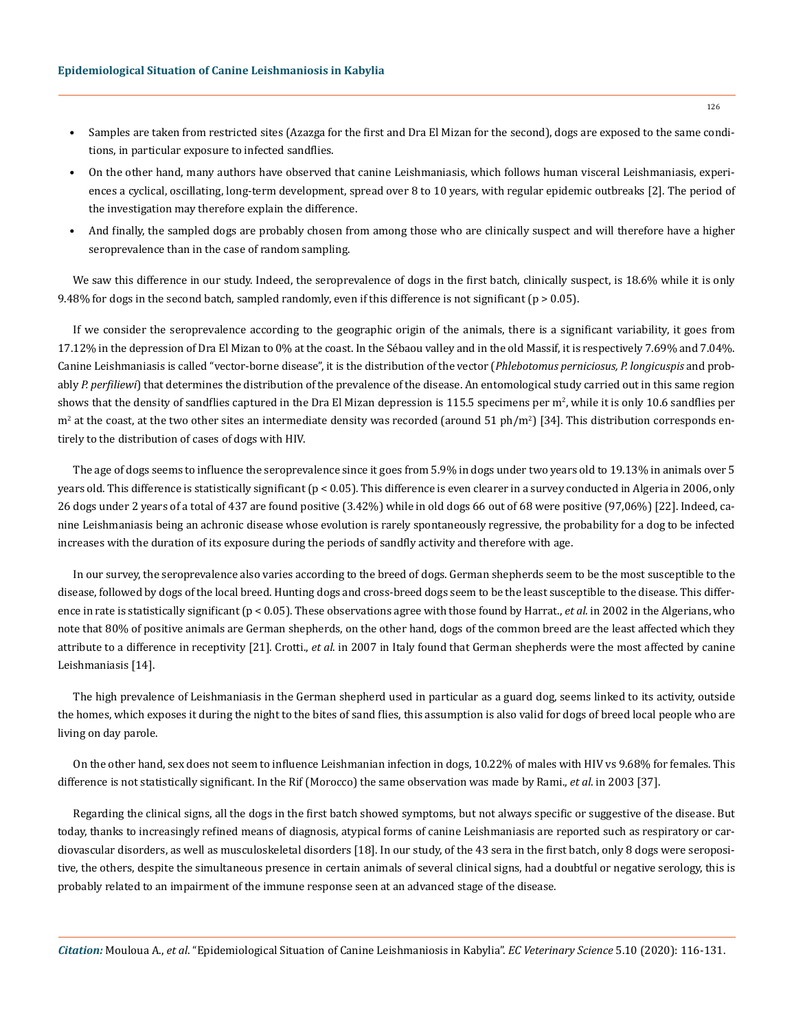- Samples are taken from restricted sites (Azazga for the first and Dra El Mizan for the second), dogs are exposed to the same conditions, in particular exposure to infected sandflies.
- On the other hand, many authors have observed that canine Leishmaniasis, which follows human visceral Leishmaniasis, experiences a cyclical, oscillating, long-term development, spread over 8 to 10 years, with regular epidemic outbreaks [2]. The period of the investigation may therefore explain the difference.
- And finally, the sampled dogs are probably chosen from among those who are clinically suspect and will therefore have a higher seroprevalence than in the case of random sampling.

We saw this difference in our study. Indeed, the seroprevalence of dogs in the first batch, clinically suspect, is 18.6% while it is only 9.48% for dogs in the second batch, sampled randomly, even if this difference is not significant ($p > 0.05$).

If we consider the seroprevalence according to the geographic origin of the animals, there is a significant variability, it goes from 17.12% in the depression of Dra El Mizan to 0% at the coast. In the Sébaou valley and in the old Massif, it is respectively 7.69% and 7.04%. Canine Leishmaniasis is called "vector-borne disease", it is the distribution of the vector (*Phlebotomus perniciosus, P. longicuspis* and probably *P. perfiliewi*) that determines the distribution of the prevalence of the disease. An entomological study carried out in this same region shows that the density of sandflies captured in the Dra El Mizan depression is 115.5 specimens per $m^2$, while it is only 10.6 sandflies per $m^2$ at the coast, at the two other sites an intermediate density was recorded (around 51 ph/$m^2$) [34]. This distribution corresponds entirely to the distribution of cases of dogs with HIV.

The age of dogs seems to influence the seroprevalence since it goes from 5.9% in dogs under two years old to 19.13% in animals over 5 years old. This difference is statistically significant ($p < 0.05$). This difference is even clearer in a survey conducted in Algeria in 2006, only 26 dogs under 2 years of a total of 437 are found positive (3.42%) while in old dogs 66 out of 68 were positive (97,06%) [22]. Indeed, canine Leishmaniasis being an achronic disease whose evolution is rarely spontaneously regressive, the probability for a dog to be infected increases with the duration of its exposure during the periods of sandfly activity and therefore with age.

In our survey, the seroprevalence also varies according to the breed of dogs. German shepherds seem to be the most susceptible to the disease, followed by dogs of the local breed. Hunting dogs and cross-breed dogs seem to be the least susceptible to the disease. This difference in rate is statistically significant ($p < 0.05$). These observations agree with those found by Harrat., *et al.* in 2002 in the Algerians, who note that 80% of positive animals are German shepherds, on the other hand, dogs of the common breed are the least affected which they attribute to a difference in receptivity [21]. Crotti., *et al.* in 2007 in Italy found that German shepherds were the most affected by canine Leishmaniasis [14].

The high prevalence of Leishmaniasis in the German shepherd used in particular as a guard dog, seems linked to its activity, outside the homes, which exposes it during the night to the bites of sand flies, this assumption is also valid for dogs of breed local people who are living on day parole.

On the other hand, sex does not seem to influence Leishmanian infection in dogs, 10.22% of males with HIV vs 9.68% for females. This difference is not statistically significant. In the Rif (Morocco) the same observation was made by Rami., *et al.* in 2003 [37].

Regarding the clinical signs, all the dogs in the first batch showed symptoms, but not always specific or suggestive of the disease. But today, thanks to increasingly refined means of diagnosis, atypical forms of canine Leishmaniasis are reported such as respiratory or cardiovascular disorders, as well as musculoskeletal disorders [18]. In our study, of the 43 sera in the first batch, only 8 dogs were seropositive, the others, despite the simultaneous presence in certain animals of several clinical signs, had a doubtful or negative serology, this is probably related to an impairment of the immune response seen at an advanced stage of the disease.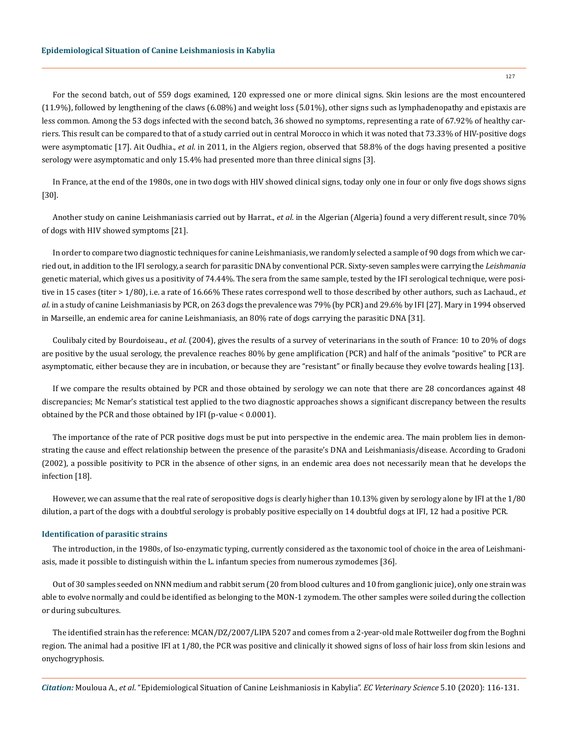For the second batch, out of 559 dogs examined, 120 expressed one or more clinical signs. Skin lesions are the most encountered (11.9%), followed by lengthening of the claws (6.08%) and weight loss (5.01%), other signs such as lymphadenopathy and epistaxis are less common. Among the 53 dogs infected with the second batch, 36 showed no symptoms, representing a rate of 67.92% of healthy carriers. This result can be compared to that of a study carried out in central Morocco in which it was noted that 73.33% of HIV-positive dogs were asymptomatic [17]. Ait Oudhia., *et al*. in 2011, in the Algiers region, observed that 58.8% of the dogs having presented a positive serology were asymptomatic and only 15.4% had presented more than three clinical signs [3].

In France, at the end of the 1980s, one in two dogs with HIV showed clinical signs, today only one in four or only five dogs shows signs [30].

Another study on canine Leishmaniasis carried out by Harrat., *et al*. in the Algerian (Algeria) found a very different result, since 70% of dogs with HIV showed symptoms [21].

In order to compare two diagnostic techniques for canine Leishmaniasis, we randomly selected a sample of 90 dogs from which we carried out, in addition to the IFI serology, a search for parasitic DNA by conventional PCR. Sixty-seven samples were carrying the *Leishmania* genetic material, which gives us a positivity of 74.44%. The sera from the same sample, tested by the IFI serological technique, were positive in 15 cases (titer > 1/80), i.e. a rate of 16.66% These rates correspond well to those described by other authors, such as Lachaud., *et al*. in a study of canine Leishmaniasis by PCR, on 263 dogs the prevalence was 79% (by PCR) and 29.6% by IFI [27]. Mary in 1994 observed in Marseille, an endemic area for canine Leishmaniasis, an 80% rate of dogs carrying the parasitic DNA [31].

Coulibaly cited by Bourdoiseau., *et al*. (2004), gives the results of a survey of veterinarians in the south of France: 10 to 20% of dogs are positive by the usual serology, the prevalence reaches 80% by gene amplification (PCR) and half of the animals "positive" to PCR are asymptomatic, either because they are in incubation, or because they are "resistant" or finally because they evolve towards healing [13].

If we compare the results obtained by PCR and those obtained by serology we can note that there are 28 concordances against 48 discrepancies; Mc Nemar's statistical test applied to the two diagnostic approaches shows a significant discrepancy between the results obtained by the PCR and those obtained by IFI (p-value < 0.0001).

The importance of the rate of PCR positive dogs must be put into perspective in the endemic area. The main problem lies in demonstrating the cause and effect relationship between the presence of the parasite's DNA and Leishmaniasis/disease. According to Gradoni (2002), a possible positivity to PCR in the absence of other signs, in an endemic area does not necessarily mean that he develops the infection [18].

However, we can assume that the real rate of seropositive dogs is clearly higher than 10.13% given by serology alone by IFI at the 1/80 dilution, a part of the dogs with a doubtful serology is probably positive especially on 14 doubtful dogs at IFI, 12 had a positive PCR.

### Identification of parasitic strains

The introduction, in the 1980s, of Iso-enzymatic typing, currently considered as the taxonomic tool of choice in the area of Leishmaniasis, made it possible to distinguish within the L. infantum species from numerous zymodemes [36].

Out of 30 samples seeded on NNN medium and rabbit serum (20 from blood cultures and 10 from ganglionic juice), only one strain was able to evolve normally and could be identified as belonging to the MON-1 zymodem. The other samples were soiled during the collection or during subcultures.

The identified strain has the reference: MCAN/DZ/2007/LIPA 5207 and comes from a 2-year-old male Rottweiler dog from the Boghni region. The animal had a positive IFI at 1/80, the PCR was positive and clinically it showed signs of loss of hair loss from skin lesions and onychogryphosis.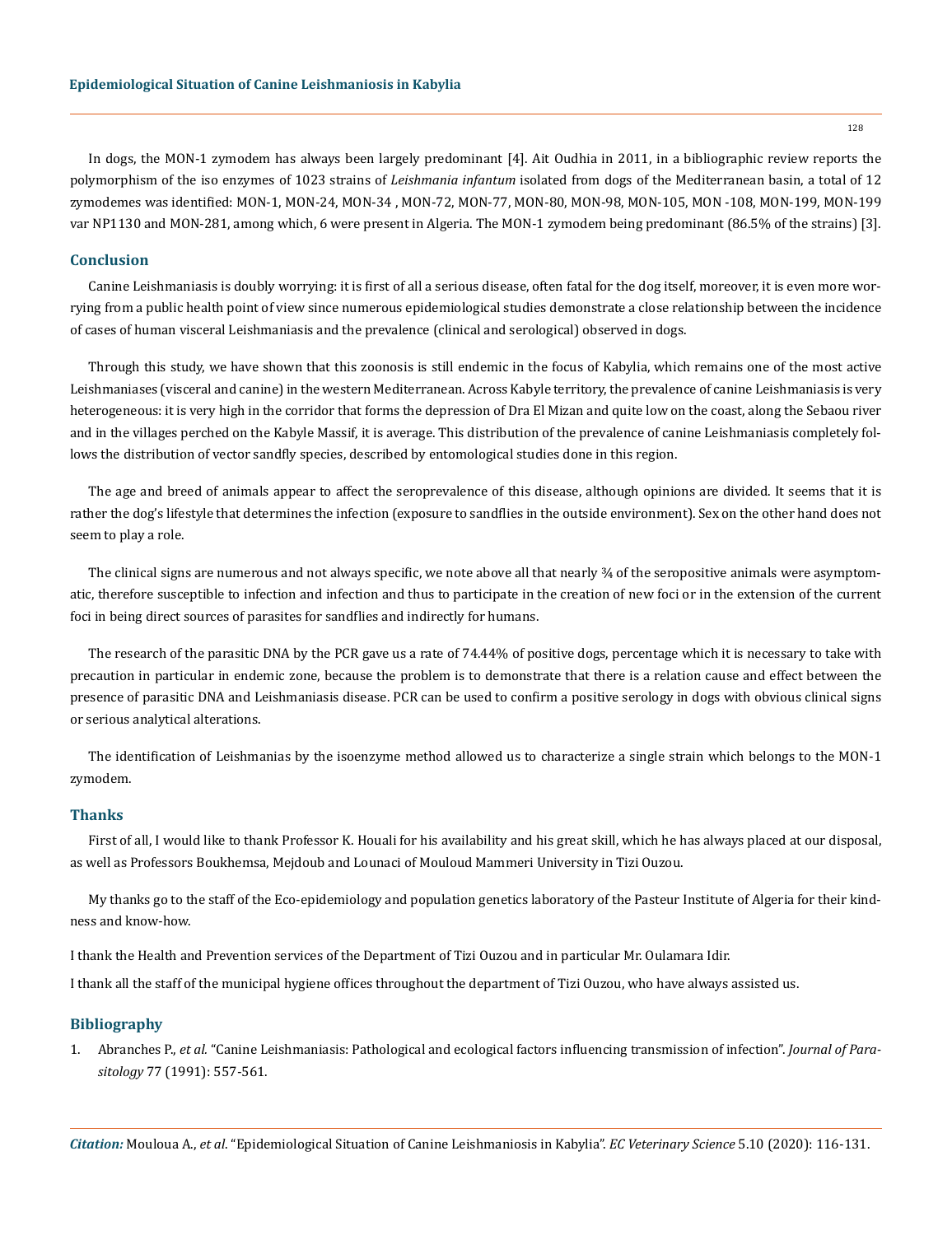In dogs, the MON-1 zymodem has always been largely predominant [4]. Ait Oudhia in 2011, in a bibliographic review reports the polymorphism of the iso enzymes of 1023 strains of *Leishmania infantum* isolated from dogs of the Mediterranean basin, a total of 12 zymodemes was identified: MON-1, MON-24, MON-34 , MON-72, MON-77, MON-80, MON-98, MON-105, MON -108, MON-199, MON-199 var NP1130 and MON-281, among which, 6 were present in Algeria. The MON-1 zymodem being predominant (86.5% of the strains) [3].

## Conclusion

Canine Leishmaniasis is doubly worrying: it is first of all a serious disease, often fatal for the dog itself, moreover, it is even more worrying from a public health point of view since numerous epidemiological studies demonstrate a close relationship between the incidence of cases of human visceral Leishmaniasis and the prevalence (clinical and serological) observed in dogs.

Through this study, we have shown that this zoonosis is still endemic in the focus of Kabylia, which remains one of the most active Leishmaniases (visceral and canine) in the western Mediterranean. Across Kabyle territory, the prevalence of canine Leishmaniasis is very heterogeneous: it is very high in the corridor that forms the depression of Dra El Mizan and quite low on the coast, along the Sebaou river and in the villages perched on the Kabyle Massif, it is average. This distribution of the prevalence of canine Leishmaniasis completely follows the distribution of vector sandfly species, described by entomological studies done in this region.

The age and breed of animals appear to affect the seroprevalence of this disease, although opinions are divided. It seems that it is rather the dog's lifestyle that determines the infection (exposure to sandflies in the outside environment). Sex on the other hand does not seem to play a role.

The clinical signs are numerous and not always specific, we note above all that nearly ¾ of the seropositive animals were asymptomatic, therefore susceptible to infection and infection and thus to participate in the creation of new foci or in the extension of the current foci in being direct sources of parasites for sandflies and indirectly for humans.

The research of the parasitic DNA by the PCR gave us a rate of 74.44% of positive dogs, percentage which it is necessary to take with precaution in particular in endemic zone, because the problem is to demonstrate that there is a relation cause and effect between the presence of parasitic DNA and Leishmaniasis disease. PCR can be used to confirm a positive serology in dogs with obvious clinical signs or serious analytical alterations.

The identification of Leishmanias by the isoenzyme method allowed us to characterize a single strain which belongs to the MON-1 zymodem.

## Thanks

First of all, I would like to thank Professor K. Houali for his availability and his great skill, which he has always placed at our disposal, as well as Professors Boukhemsa, Mejdoub and Lounaci of Mouloud Mammeri University in Tizi Ouzou.

My thanks go to the staff of the Eco-epidemiology and population genetics laboratory of the Pasteur Institute of Algeria for their kindness and know-how.

I thank the Health and Prevention services of the Department of Tizi Ouzou and in particular Mr. Oulamara Idir.

I thank all the staff of the municipal hygiene offices throughout the department of Tizi Ouzou, who have always assisted us.

## Bibliography

1. Abranches P., *et al.* "Canine Leishmaniasis: Pathological and ecological factors influencing transmission of infection". *Journal of Parasitology* 77 (1991): 557-561.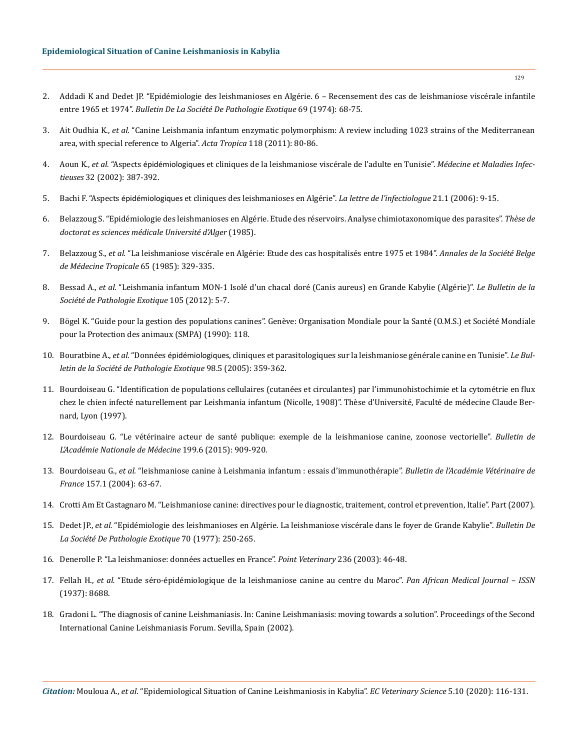2. Addadi K and Dedet JP. "Epidémiologie des leishmanioses en Algérie. 6 – Recensement des cas de leishmaniose viscérale infantile entre 1965 et 1974". *Bulletin De La Société De Pathologie Exotique* 69 (1974): 68-75.

3. Ait Oudhia K., *et al.* "Canine Leishmania infantum enzymatic polymorphism: A review including 1023 strains of the Mediterranean area, with special reference to Algeria". *Acta Tropica* 118 (2011): 80-86.

4. Aoun K., *et al.* "Aspects épidémiologiques et cliniques de la leishmaniose viscérale de l'adulte en Tunisie". *Médecine et Maladies Infectieuses* 32 (2002): 387-392.

5. Bachi F. "Aspects épidémiologiques et cliniques des leishmanioses en Algérie". *La lettre de l'infectiologue* 21.1 (2006): 9-15.

6. Belazzoug S. "Epidémiologie des leishmanioses en Algérie. Etude des réservoirs. Analyse chimiotaxonomique des parasites". *Thèse de doctorat es sciences médicale Université d'Alger* (1985).

7. Belazzoug S., *et al.* "La leishmaniose viscérale en Algérie: Etude des cas hospitalisés entre 1975 et 1984". *Annales de la Société Belge de Médecine Tropicale* 65 (1985): 329-335.

8. Bessad A., *et al.* "Leishmania infantum MON-1 Isolé d'un chacal doré (Canis aureus) en Grande Kabylie (Algérie)". *Le Bulletin de la Société de Pathologie Exotique* 105 (2012): 5-7.

9. Bögel K. "Guide pour la gestion des populations canines". Genève: Organisation Mondiale pour la Santé (O.M.S.) et Société Mondiale pour la Protection des animaux (SMPA) (1990): 118.

10. Bouratbine A., *et al.* "Données épidémiologiques, cliniques et parasitologiques sur la leishmaniose générale canine en Tunisie". *Le Bulletin de la Société de Pathologie Exotique* 98.5 (2005): 359-362.

11. Bourdoiseau G. "Identification de populations cellulaires (cutanées et circulantes) par l'immunohistochimie et la cytométrie en flux chez le chien infecté naturellement par Leishmania infantum (Nicolle, 1908)". Thèse d'Université, Faculté de médecine Claude Bernard, Lyon (1997).

12. Bourdoiseau G. "Le vétérinaire acteur de santé publique: exemple de la leishmaniose canine, zoonose vectorielle". *Bulletin de L'Académie Nationale de Médecine* 199.6 (2015): 909-920.

13. Bourdoiseau G., *et al.* "leishmaniose canine à Leishmania infantum : essais d'immunothérapie". *Bulletin de l'Académie Vétérinaire de France* 157.1 (2004): 63-67.

14. Crotti Am Et Castagnaro M. "Leishmaniose canine: directives pour le diagnostic, traitement, control et prevention, Italie". Part (2007).

15. Dedet JP., *et al.* "Epidémiologie des leishmanioses en Algérie. La leishmaniose viscérale dans le foyer de Grande Kabylie". *Bulletin De La Société De Pathologie Exotique* 70 (1977): 250-265.

16. Denerolle P. "La leishmaniose: données actuelles en France". *Point Veterinary* 236 (2003): 46-48.

17. Fellah H., *et al.* "Etude séro-épidémiologique de la leishmaniose canine au centre du Maroc". *Pan African Medical Journal – ISSN* (1937): 8688.

18. Gradoni L. "The diagnosis of canine Leishmaniasis. In: Canine Leishmaniasis: moving towards a solution". Proceedings of the Second International Canine Leishmaniasis Forum. Sevilla, Spain (2002).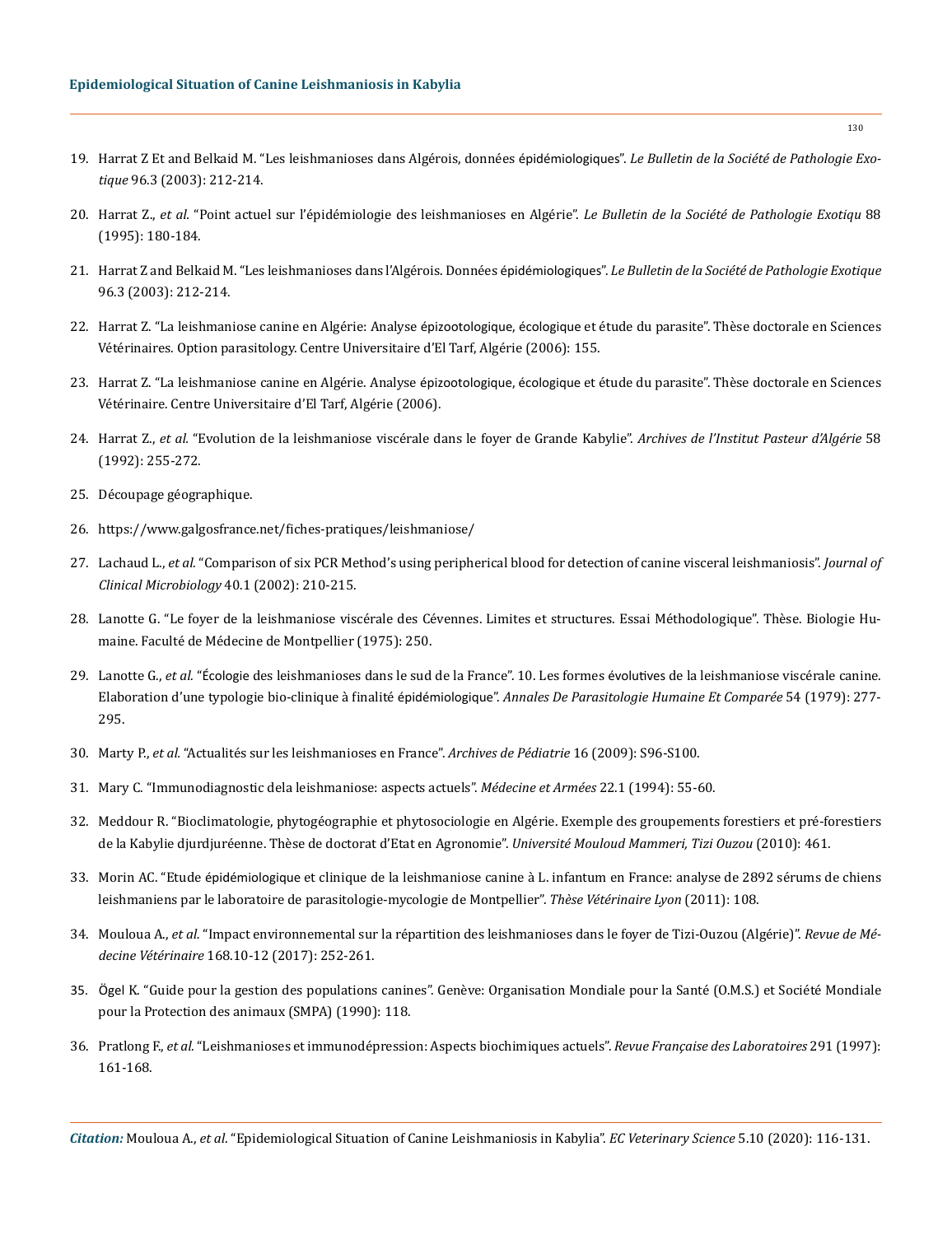19. Harrat Z Et and Belkaid M. "Les leishmanioses dans Algérois, données épidémiologiques". *Le Bulletin de la Société de Pathologie Exotique* 96.3 (2003): 212-214.

20. Harrat Z., *et al.* "Point actuel sur l'épidémiologie des leishmanioses en Algérie". *Le Bulletin de la Société de Pathologie Exotiqu* 88 (1995): 180-184.

21. Harrat Z and Belkaid M. "Les leishmanioses dans l'Algérois. Données épidémiologiques". *Le Bulletin de la Société de Pathologie Exotique* 96.3 (2003): 212-214.

22. Harrat Z. "La leishmaniose canine en Algérie: Analyse épizootologique, écologique et étude du parasite". Thèse doctorale en Sciences Vétérinaires. Option parasitology. Centre Universitaire d'El Tarf, Algérie (2006): 155.

23. Harrat Z. "La leishmaniose canine en Algérie. Analyse épizootologique, écologique et étude du parasite". Thèse doctorale en Sciences Vétérinaire. Centre Universitaire d'El Tarf, Algérie (2006).

24. Harrat Z., *et al.* "Evolution de la leishmaniose viscérale dans le foyer de Grande Kabylie". *Archives de l'Institut Pasteur d'Algérie* 58 (1992): 255-272.

25. Découpage géographique.

26. https://www.galgosfrance.net/fiches-pratiques/leishmaniose/

27. Lachaud L., *et al.* "Comparison of six PCR Method's using peripherical blood for detection of canine visceral leishmaniosis". *Journal of Clinical Microbiology* 40.1 (2002): 210-215.

28. Lanotte G. "Le foyer de la leishmaniose viscérale des Cévennes. Limites et structures. Essai Méthodologique". Thèse. Biologie Humaine. Faculté de Médecine de Montpellier (1975): 250.

29. Lanotte G., *et al.* "Écologie des leishmanioses dans le sud de la France". 10. Les formes évolutives de la leishmaniose viscérale canine. Elaboration d'une typologie bio-clinique à finalité épidémiologique". *Annales De Parasitologie Humaine Et Comparée* 54 (1979): 277-295.

30. Marty P., *et al.* "Actualités sur les leishmanioses en France". *Archives de Pédiatrie* 16 (2009): S96-S100.

31. Mary C. "Immunodiagnostic dela leishmaniose: aspects actuels". *Médecine et Armées* 22.1 (1994): 55-60.

32. Meddour R. "Bioclimatologie, phytogéographie et phytosociologie en Algérie. Exemple des groupements forestiers et pré-forestiers de la Kabylie djurdjuréenne. Thèse de doctorat d'Etat en Agronomie". *Université Mouloud Mammeri, Tizi Ouzou* (2010): 461.

33. Morin AC. "Etude épidémiologique et clinique de la leishmaniose canine à L. infantum en France: analyse de 2892 sérums de chiens leishmaniens par le laboratoire de parasitologie-mycologie de Montpellier". *Thèse Vétérinaire Lyon* (2011): 108.

34. Mouloua A., *et al.* "Impact environnemental sur la répartition des leishmanioses dans le foyer de Tizi-Ouzou (Algérie)". *Revue de Médecine Vétérinaire* 168.10-12 (2017): 252-261.

35. Ögel K. "Guide pour la gestion des populations canines". Genève: Organisation Mondiale pour la Santé (O.M.S.) et Société Mondiale pour la Protection des animaux (SMPA) (1990): 118.

36. Pratlong F., *et al.* "Leishmanioses et immunodépression: Aspects biochimiques actuels". *Revue Française des Laboratoires* 291 (1997): 161-168.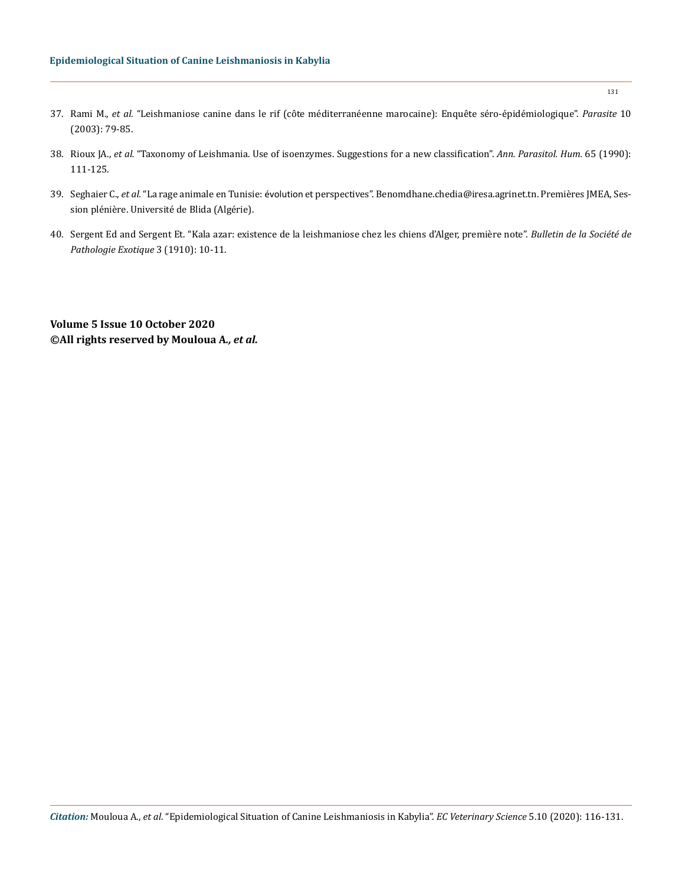37. Rami M., *et al.* "Leishmaniose canine dans le rif (côte méditerranéenne marocaine): Enquête séro-épidémiologique". *Parasite* 10 (2003): 79-85.

38. Rioux JA., *et al.* "Taxonomy of Leishmania. Use of isoenzymes. Suggestions for a new classification". *Ann. Parasitol. Hum.* 65 (1990): 111-125.

39. Seghaier C., *et al.* "La rage animale en Tunisie: évolution et perspectives". Benomdhane.chedia@iresa.agrinet.tn. Premières JMEA, Session plénière. Université de Blida (Algérie).

40. Sergent Ed and Sergent Et. "Kala azar: existence de la leishmaniose chez les chiens d'Alger, première note". *Bulletin de la Société de Pathologie Exotique* 3 (1910): 10-11.

**Volume 5 Issue 10 October 2020**
**©All rights reserved by Mouloua A., *et al.***